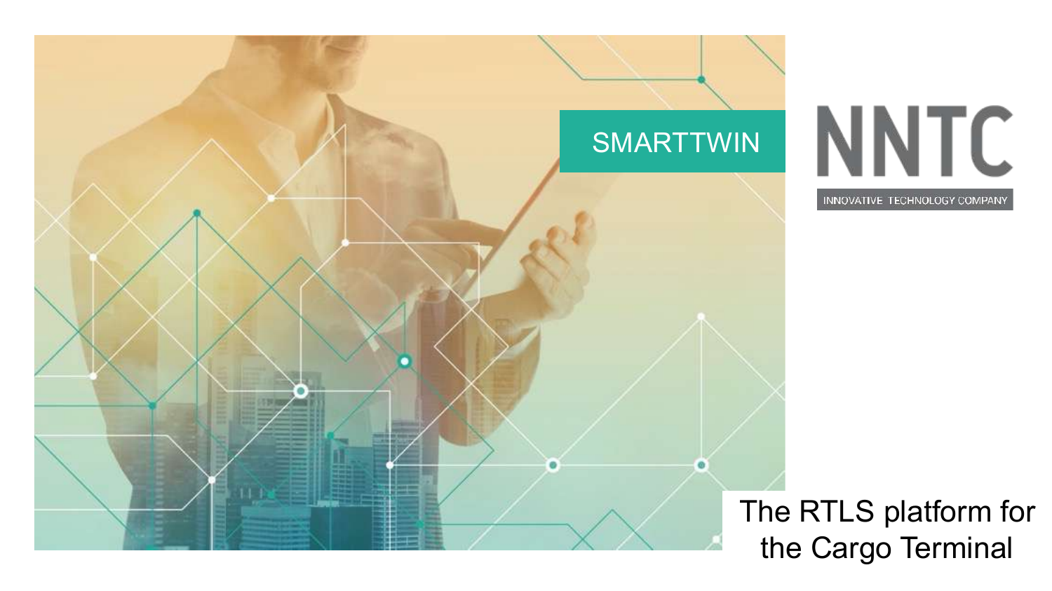# SMARTTWIN

NNTC

INNOVATIVE TECHNOLOGY COMPANY

The RTLS platform for the Cargo Terminal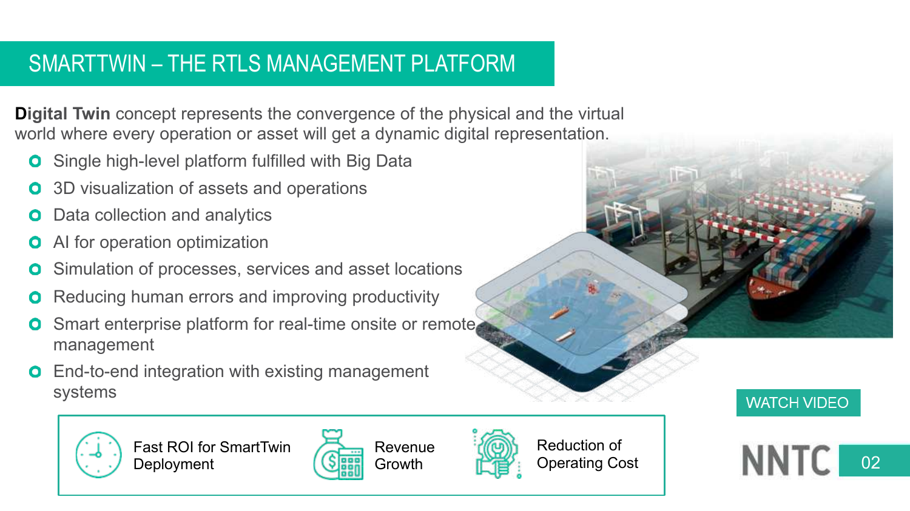# SMARTTWIN – THE RTLS MANAGEMENT PLATFORM

**Digital Twin** concept represents the convergence of the physical and the virtual world where every operation or asset will get a dynamic digital representation.

- Single high-level platform fulfilled with Big Data
- 3D visualization of assets and operations
- Data collection and analytics
- AI for operation optimization
- Simulation of processes, services and asset locations
- Reducing human errors and improving productivity
- Smart enterprise platform for real-time onsite or remote management
- End-to-end integration with existing management systems

WATCH VIDEO

Fast ROI for SmartTwin Deployment | Revenue Growth | Reduction of Operating Cost

NNTC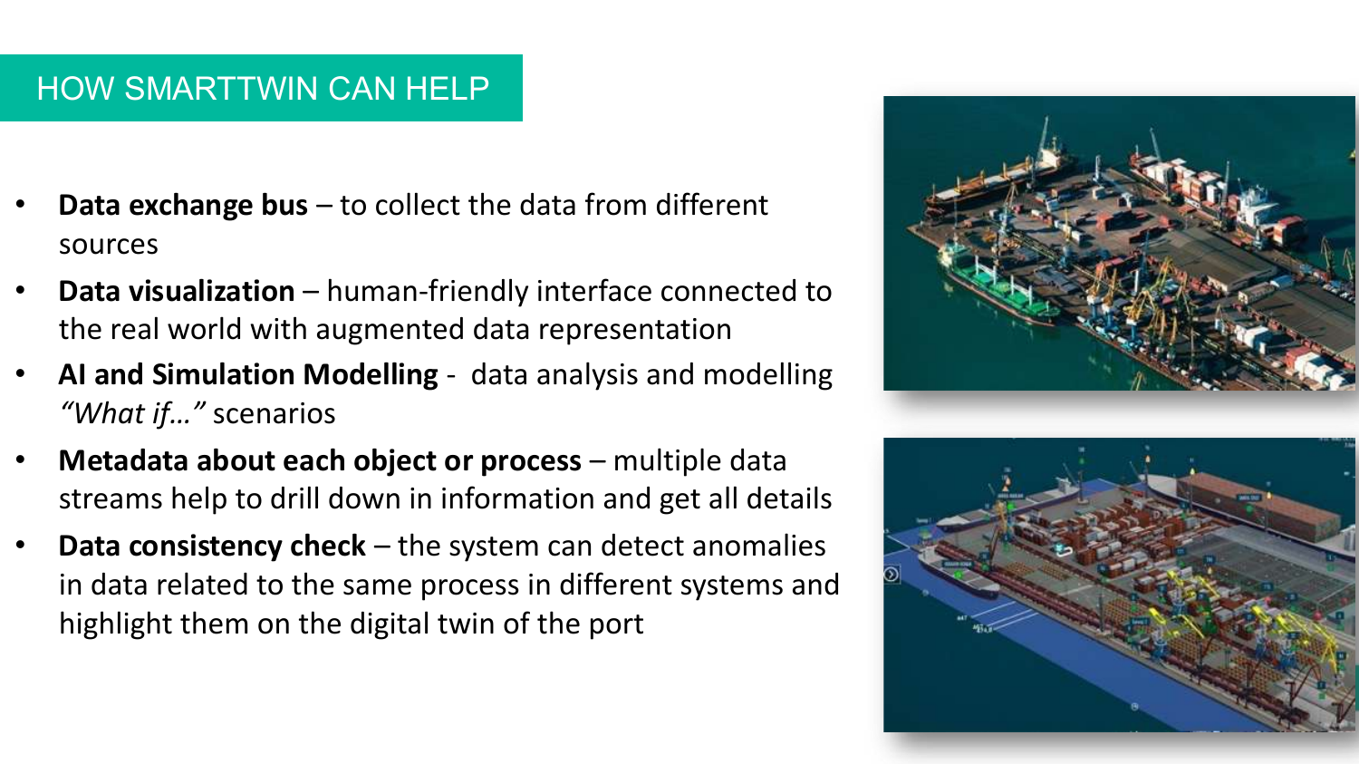# HOW SMARTTWIN CAN HELP

- **Data exchange bus** – to collect the data from different sources
- **Data visualization** – human-friendly interface connected to the real world with augmented data representation
- **AI and Simulation Modelling** - data analysis and modelling *"What if…"* scenarios
- **Metadata about each object or process** – multiple data streams help to drill down in information and get all details
- **Data consistency check** – the system can detect anomalies in data related to the same process in different systems and highlight them on the digital twin of the port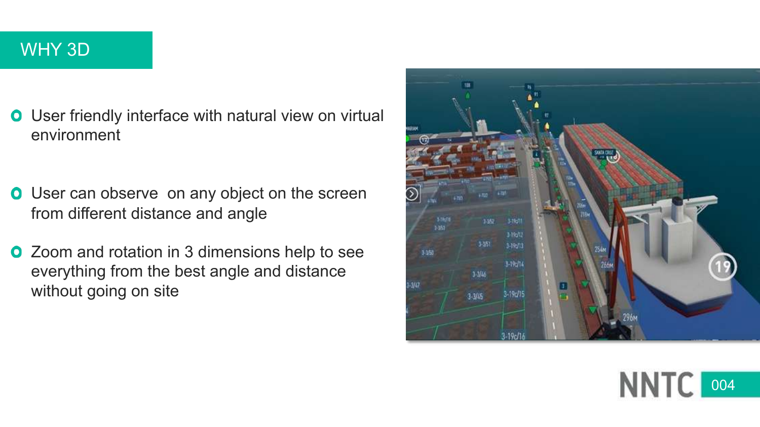# WHY 3D

- User friendly interface with natural view on virtual environment
- User can observe  on any object on the screen from different distance and angle
- Zoom and rotation in 3 dimensions help to see everything from the best angle and distance without going on site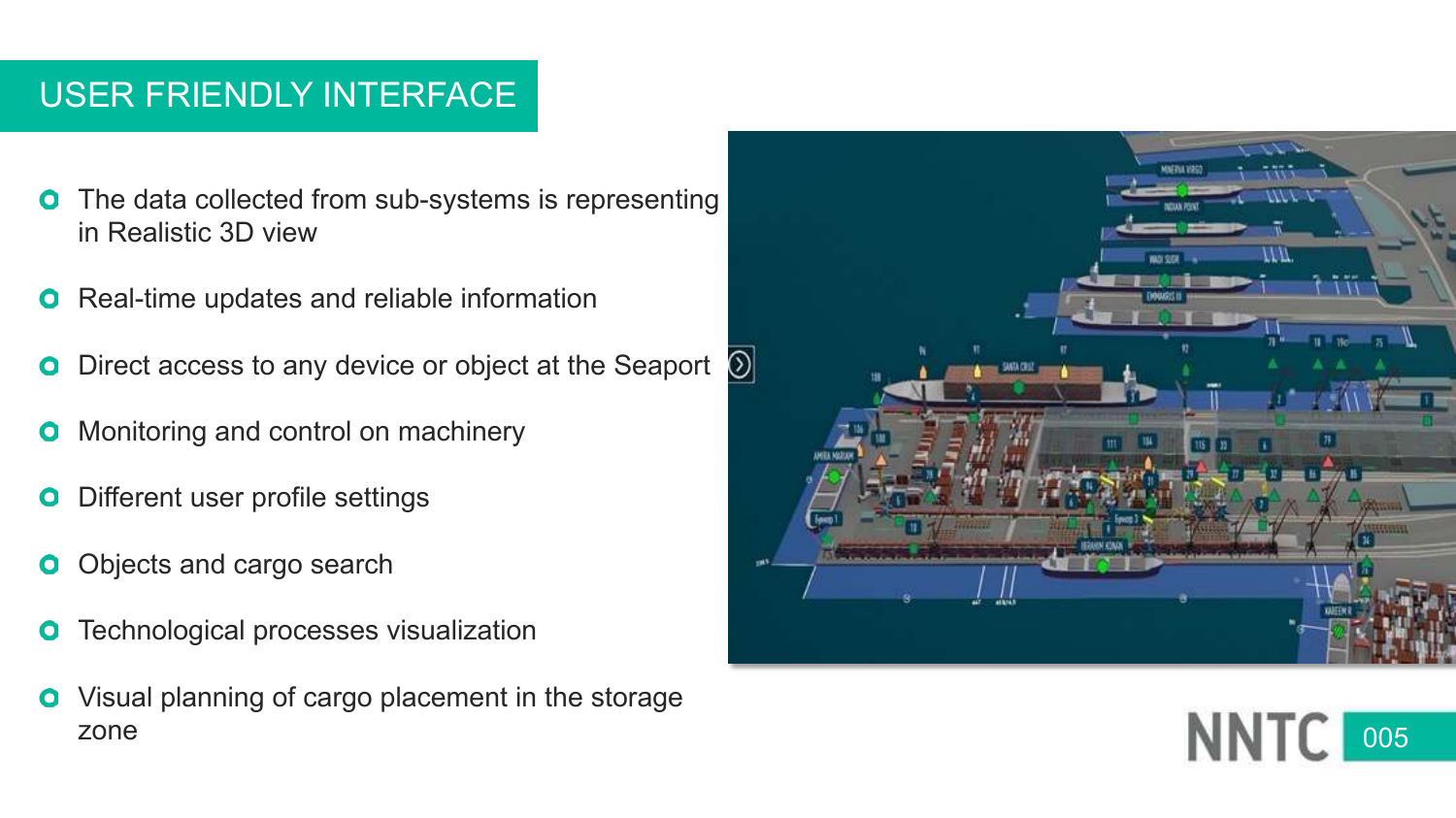# USER FRIENDLY INTERFACE

- The data collected from sub-systems is representing in Realistic 3D view
- Real-time updates and reliable information
- Direct access to any device or object at the Seaport
- Monitoring and control on machinery
- Different user profile settings
- Objects and cargo search
- Technological processes visualization
- Visual planning of cargo placement in the storage zone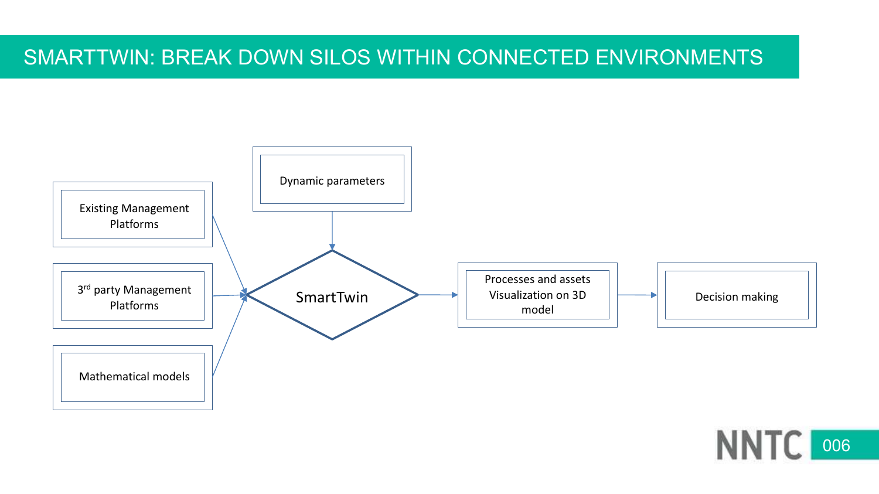# SMARTTWIN: BREAK DOWN SILOS WITHIN CONNECTED ENVIRONMENTS

Dynamic parameters

Existing Management Platforms

3rd party Management Platforms

Mathematical models

SmartTwin

Processes and assets Visualization on 3D model

Decision making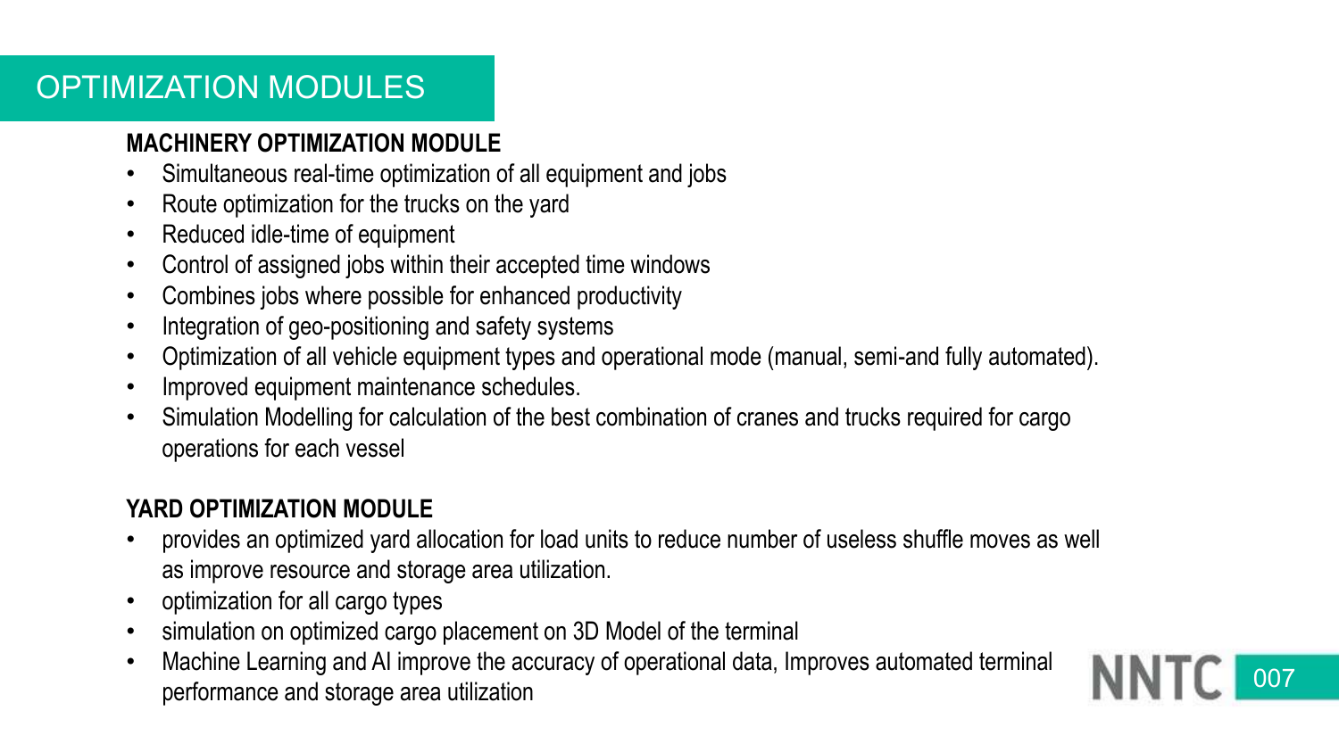# OPTIMIZATION MODULES

## MACHINERY OPTIMIZATION MODULE

- Simultaneous real-time optimization of all equipment and jobs
- Route optimization for the trucks on the yard
- Reduced idle-time of equipment
- Control of assigned jobs within their accepted time windows
- Combines jobs where possible for enhanced productivity
- Integration of geo-positioning and safety systems
- Optimization of all vehicle equipment types and operational mode (manual, semi-and fully automated).
- Improved equipment maintenance schedules.
- Simulation Modelling for calculation of the best combination of cranes and trucks required for cargo operations for each vessel

## YARD OPTIMIZATION MODULE

- provides an optimized yard allocation for load units to reduce number of useless shuffle moves as well as improve resource and storage area utilization.
- optimization for all cargo types
- simulation on optimized cargo placement on 3D Model of the terminal
- Machine Learning and AI improve the accuracy of operational data, Improves automated terminal performance and storage area utilization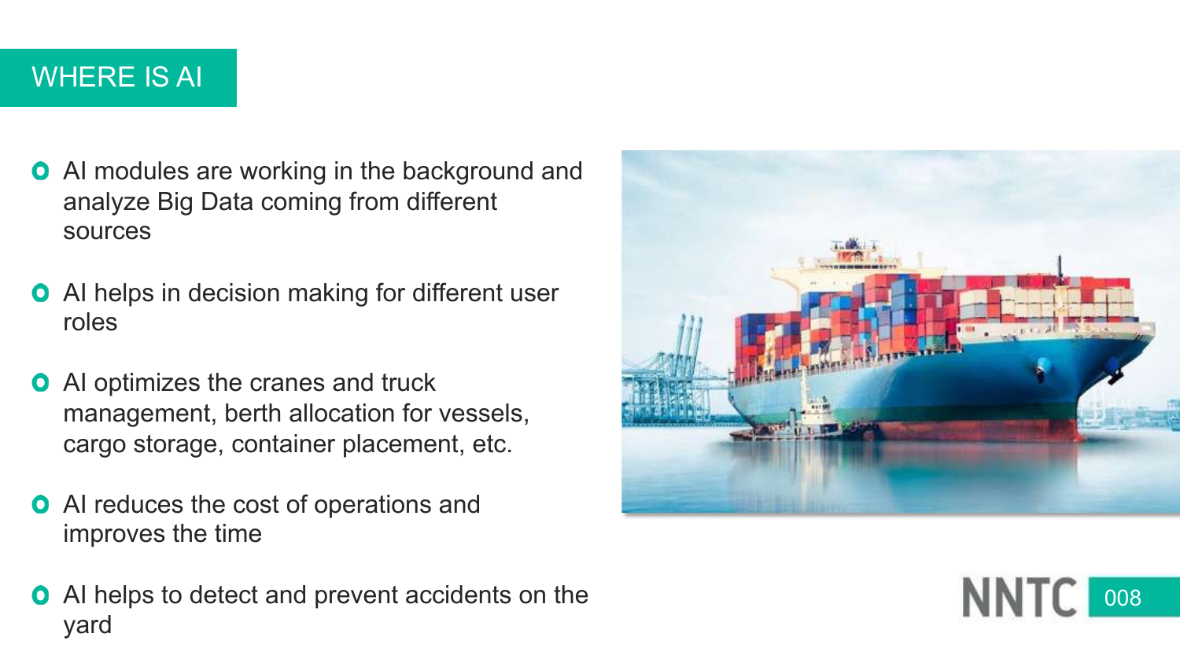# WHERE IS AI

- AI modules are working in the background and analyze Big Data coming from different sources
- AI helps in decision making for different user roles
- AI optimizes the cranes and truck management, berth allocation for vessels, cargo storage, container placement, etc.
- AI reduces the cost of operations and improves the time
- AI helps to detect and prevent accidents on the yard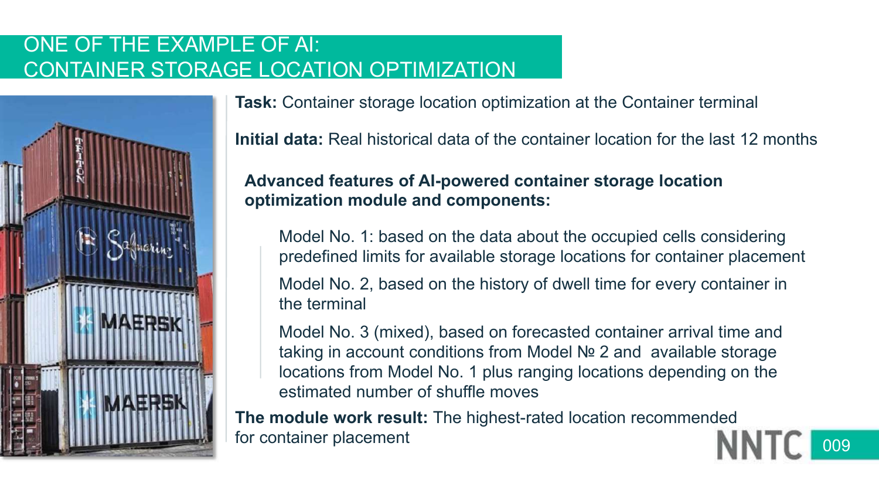# ONE OF THE EXAMPLE OF AI: CONTAINER STORAGE LOCATION OPTIMIZATION

**Task:** Container storage location optimization at the Container terminal

**Initial data:** Real historical data of the container location for the last 12 months

**Advanced features of AI-powered container storage location optimization module and components:**

- Model No. 1: based on the data about the occupied cells considering predefined limits for available storage locations for container placement
- Model No. 2, based on the history of dwell time for every container in the terminal
- Model No. 3 (mixed), based on forecasted container arrival time and taking in account conditions from Model № 2 and  available storage locations from Model No. 1 plus ranging locations depending on the estimated number of shuffle moves

**The module work result:** The highest-rated location recommended for container placement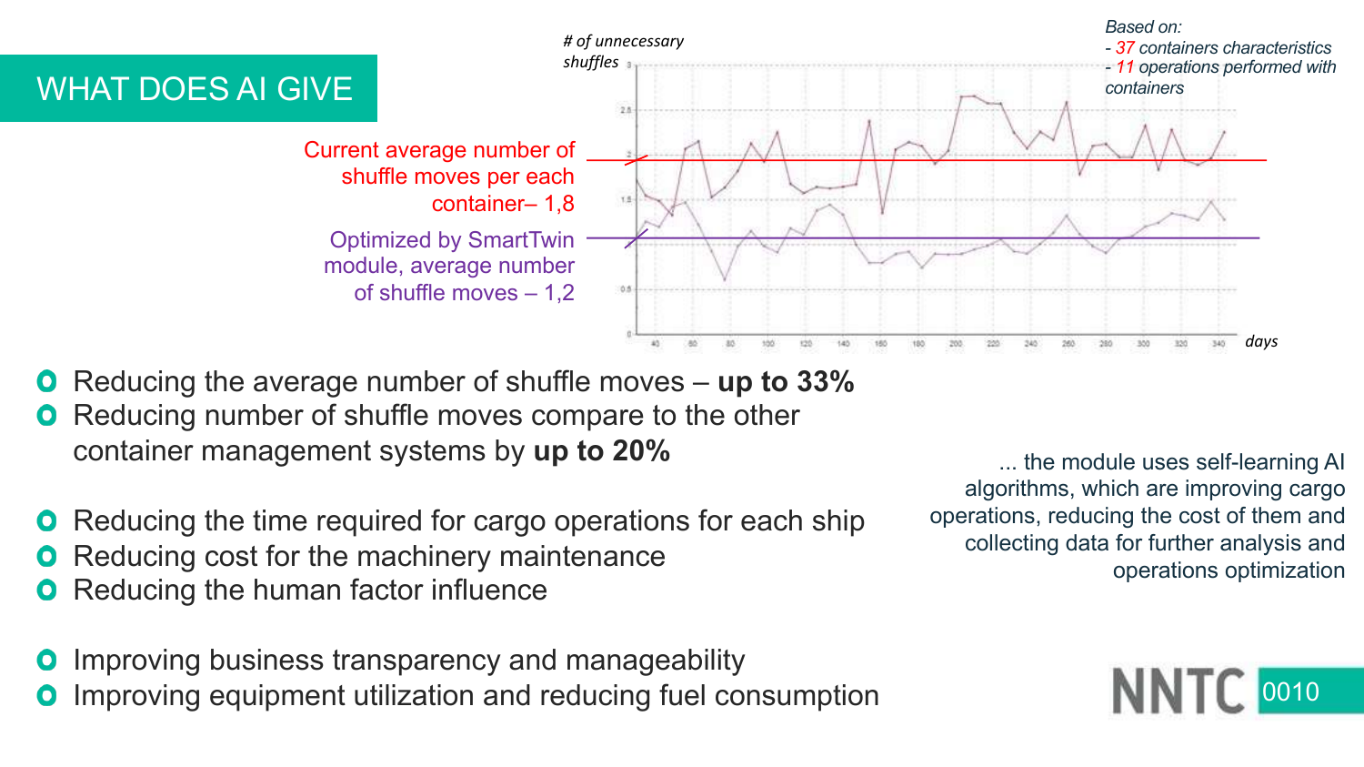# WHAT DOES AI GIVE

Current average number of shuffle moves per each container– 1,8

Optimized by SmartTwin module, average number of shuffle moves – 1,2

*# of unnecessary shuffles*

*days*

*Based on:*
*- 37 containers characteristics*
*- 11 operations performed with containers*

- Reducing the average number of shuffle moves – **up to 33%**
- Reducing number of shuffle moves compare to the other container management systems by **up to 20%**

- Reducing the time required for cargo operations for each ship
- Reducing cost for the machinery maintenance
- Reducing the human factor influence

- Improving business transparency and manageability
- Improving equipment utilization and reducing fuel consumption

... the module uses self-learning AI algorithms, which are improving cargo operations, reducing the cost of them and collecting data for further analysis and operations optimization

NNTC 0010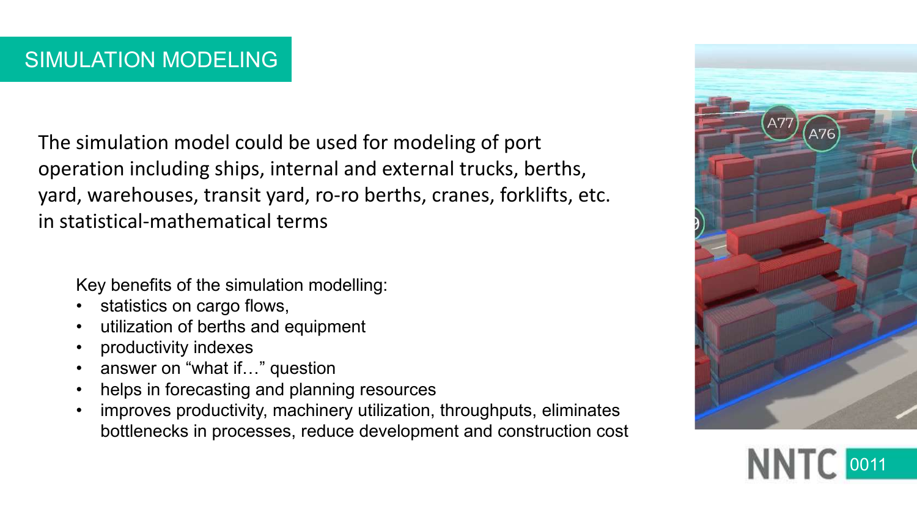# SIMULATION MODELING

The simulation model could be used for modeling of port operation including ships, internal and external trucks, berths, yard, warehouses, transit yard, ro-ro berths, cranes, forklifts, etc. in statistical-mathematical terms

Key benefits of the simulation modelling:

- statistics on cargo flows,
- utilization of berths and equipment
- productivity indexes
- answer on “what if…” question
- helps in forecasting and planning resources
- improves productivity, machinery utilization, throughputs, eliminates bottlenecks in processes, reduce development and construction cost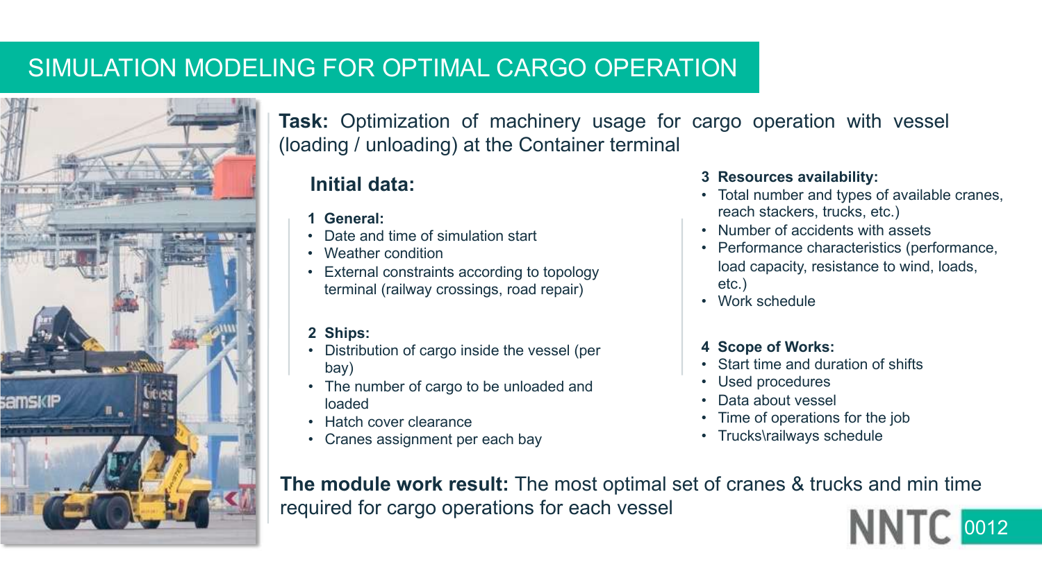# SIMULATION MODELING FOR OPTIMAL CARGO OPERATION

**Task:** Optimization of machinery usage for cargo operation with vessel (loading / unloading) at the Container terminal

## Initial data:

**1 General:**

- Date and time of simulation start
- Weather condition
- External constraints according to topology terminal (railway crossings, road repair)

**2 Ships:**

- Distribution of cargo inside the vessel (per bay)
- The number of cargo to be unloaded and loaded
- Hatch cover clearance
- Cranes assignment per each bay

**3 Resources availability:**

- Total number and types of available cranes, reach stackers, trucks, etc.)
- Number of accidents with assets
- Performance characteristics (performance, load capacity, resistance to wind, loads, etc.)
- Work schedule

**4 Scope of Works:**

- Start time and duration of shifts
- Used procedures
- Data about vessel
- Time of operations for the job
- Trucks\railways schedule

**The module work result:** The most optimal set of cranes & trucks and min time required for cargo operations for each vessel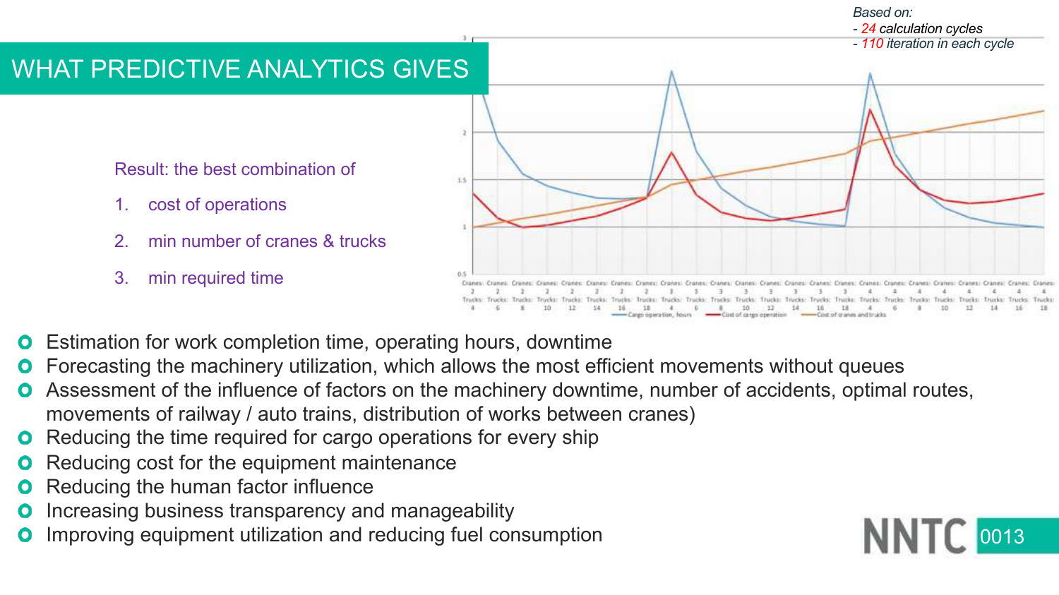# WHAT PREDICTIVE ANALYTICS GIVES

*Based on:*
*- 24 calculation cycles*
*- 110 iteration in each cycle*

Result: the best combination of

1. cost of operations
2. min number of cranes & trucks
3. min required time

- Estimation for work completion time, operating hours, downtime
- Forecasting the machinery utilization, which allows the most efficient movements without queues
- Assessment of the influence of factors on the machinery downtime, number of accidents, optimal routes, movements of railway / auto trains, distribution of works between cranes)
- Reducing the time required for cargo operations for every ship
- Reducing cost for the equipment maintenance
- Reducing the human factor influence
- Increasing business transparency and manageability
- Improving equipment utilization and reducing fuel consumption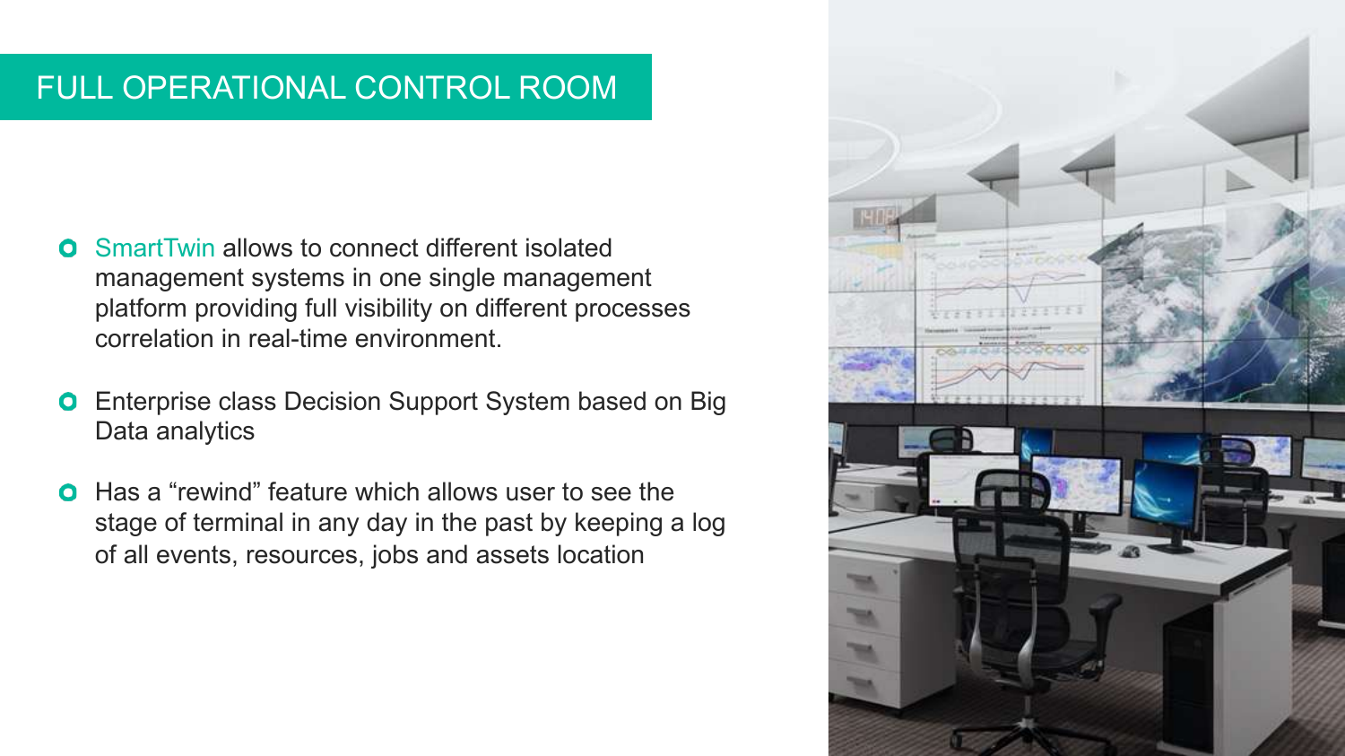# FULL OPERATIONAL CONTROL ROOM

- SmartTwin allows to connect different isolated management systems in one single management platform providing full visibility on different processes correlation in real-time environment.
- Enterprise class Decision Support System based on Big Data analytics
- Has a “rewind” feature which allows user to see the stage of terminal in any day in the past by keeping a log of all events, resources, jobs and assets location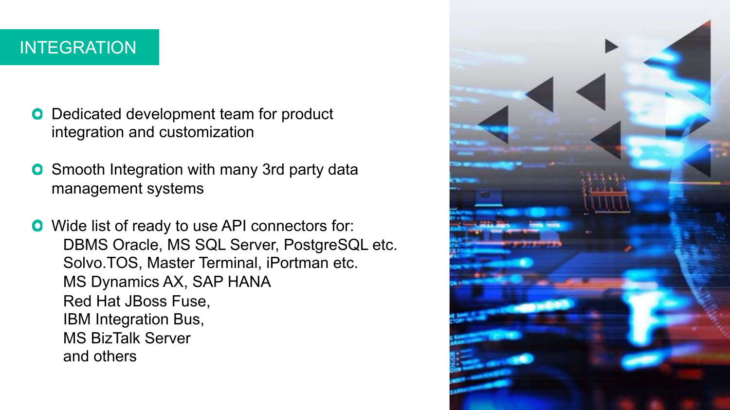# INTEGRATION

- Dedicated development team for product integration and customization
- Smooth Integration with many 3rd party data management systems
- Wide list of ready to use API connectors for:
  - DBMS Oracle, MS SQL Server, PostgreSQL etc.
  - Solvo.TOS, Master Terminal, iPortman etc.
  - MS Dynamics AX, SAP HANA
  - Red Hat JBoss Fuse,
  - IBM Integration Bus,
  - MS BizTalk Server
  - and others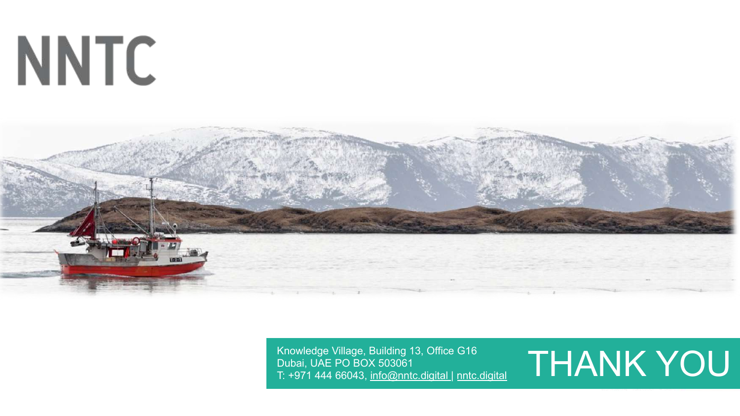# NNTC

Knowledge Village, Building 13, Office G16
Dubai, UAE PO BOX 503061
T: +971 444 66043, info@nntc.digital | nntc.digital

THANK YOU